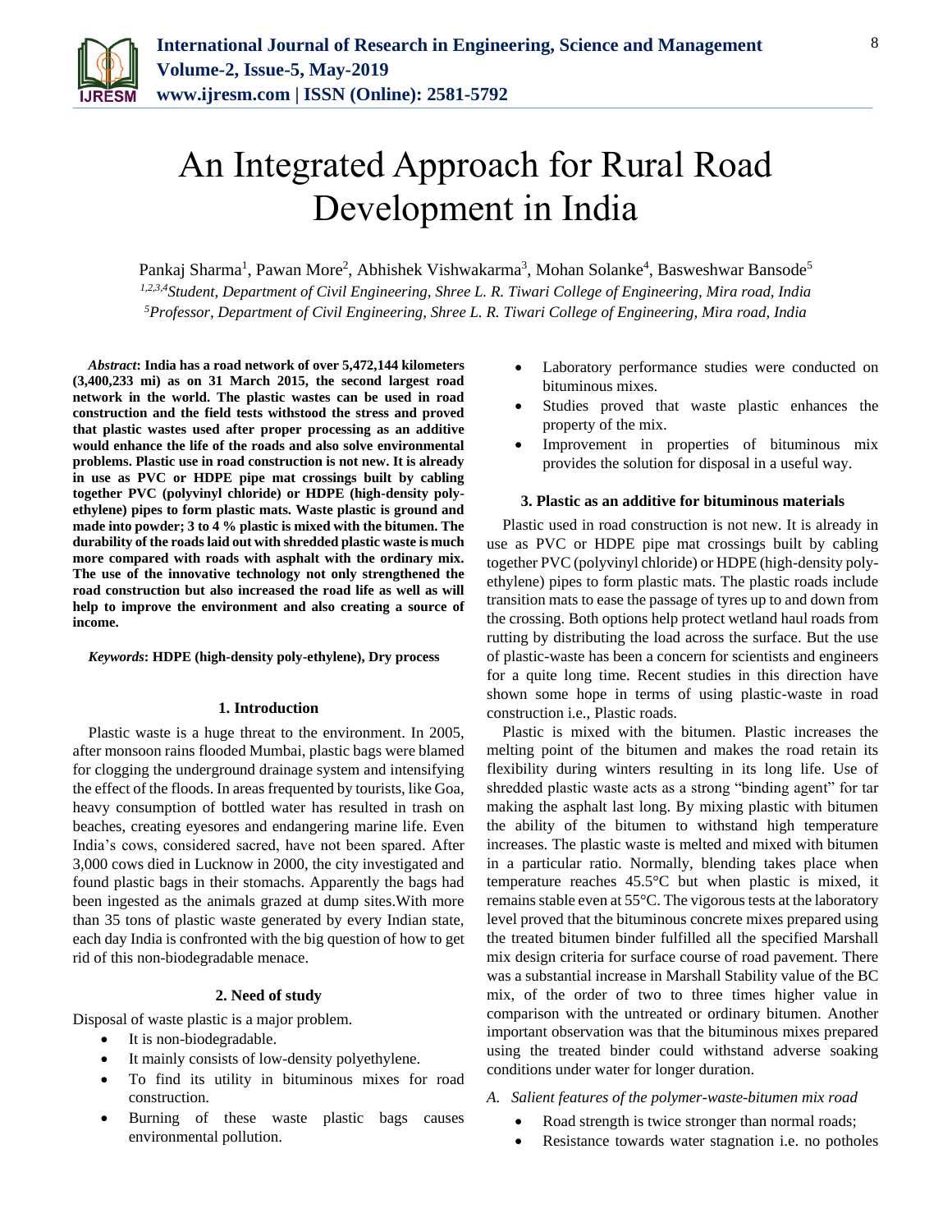# An Integrated Approach for Rural Road Development in India

Pankaj Sharma[1], Pawan More[2], Abhishek Vishwakarma[3], Mohan Solanke[4], Basweshwar Bansode[5]

[1,2,3,4]*Student, Department of Civil Engineering, Shree L. R. Tiwari College of Engineering, Mira road, India*
[5]*Professor, Department of Civil Engineering, Shree L. R. Tiwari College of Engineering, Mira road, India*

***Abstract*: India has a road network of over 5,472,144 kilometers (3,400,233 mi) as on 31 March 2015, the second largest road network in the world. The plastic wastes can be used in road construction and the field tests withstood the stress and proved that plastic wastes used after proper processing as an additive would enhance the life of the roads and also solve environmental problems. Plastic use in road construction is not new. It is already in use as PVC or HDPE pipe mat crossings built by cabling together PVC (polyvinyl chloride) or HDPE (high-density poly-ethylene) pipes to form plastic mats. Waste plastic is ground and made into powder; 3 to 4 % plastic is mixed with the bitumen. The durability of the roads laid out with shredded plastic waste is much more compared with roads with asphalt with the ordinary mix. The use of the innovative technology not only strengthened the road construction but also increased the road life as well as will help to improve the environment and also creating a source of income.**

***Keywords*: HDPE (high-density poly-ethylene), Dry process**

## 1. Introduction

Plastic waste is a huge threat to the environment. In 2005, after monsoon rains flooded Mumbai, plastic bags were blamed for clogging the underground drainage system and intensifying the effect of the floods. In areas frequented by tourists, like Goa, heavy consumption of bottled water has resulted in trash on beaches, creating eyesores and endangering marine life. Even India's cows, considered sacred, have not been spared. After 3,000 cows died in Lucknow in 2000, the city investigated and found plastic bags in their stomachs. Apparently the bags had been ingested as the animals grazed at dump sites.With more than 35 tons of plastic waste generated by every Indian state, each day India is confronted with the big question of how to get rid of this non-biodegradable menace.

## 2. Need of study

Disposal of waste plastic is a major problem.

- It is non-biodegradable.
- It mainly consists of low-density polyethylene.
- To find its utility in bituminous mixes for road construction.
- Burning of these waste plastic bags causes environmental pollution.
- Laboratory performance studies were conducted on bituminous mixes.
- Studies proved that waste plastic enhances the property of the mix.
- Improvement in properties of bituminous mix provides the solution for disposal in a useful way.

## 3. Plastic as an additive for bituminous materials

Plastic used in road construction is not new. It is already in use as PVC or HDPE pipe mat crossings built by cabling together PVC (polyvinyl chloride) or HDPE (high-density poly-ethylene) pipes to form plastic mats. The plastic roads include transition mats to ease the passage of tyres up to and down from the crossing. Both options help protect wetland haul roads from rutting by distributing the load across the surface. But the use of plastic-waste has been a concern for scientists and engineers for a quite long time. Recent studies in this direction have shown some hope in terms of using plastic-waste in road construction i.e., Plastic roads.

Plastic is mixed with the bitumen. Plastic increases the melting point of the bitumen and makes the road retain its flexibility during winters resulting in its long life. Use of shredded plastic waste acts as a strong "binding agent" for tar making the asphalt last long. By mixing plastic with bitumen the ability of the bitumen to withstand high temperature increases. The plastic waste is melted and mixed with bitumen in a particular ratio. Normally, blending takes place when temperature reaches 45.5°C but when plastic is mixed, it remains stable even at 55°C. The vigorous tests at the laboratory level proved that the bituminous concrete mixes prepared using the treated bitumen binder fulfilled all the specified Marshall mix design criteria for surface course of road pavement. There was a substantial increase in Marshall Stability value of the BC mix, of the order of two to three times higher value in comparison with the untreated or ordinary bitumen. Another important observation was that the bituminous mixes prepared using the treated binder could withstand adverse soaking conditions under water for longer duration.

### *A. Salient features of the polymer-waste-bitumen mix road*

- Road strength is twice stronger than normal roads;
- Resistance towards water stagnation i.e. no potholes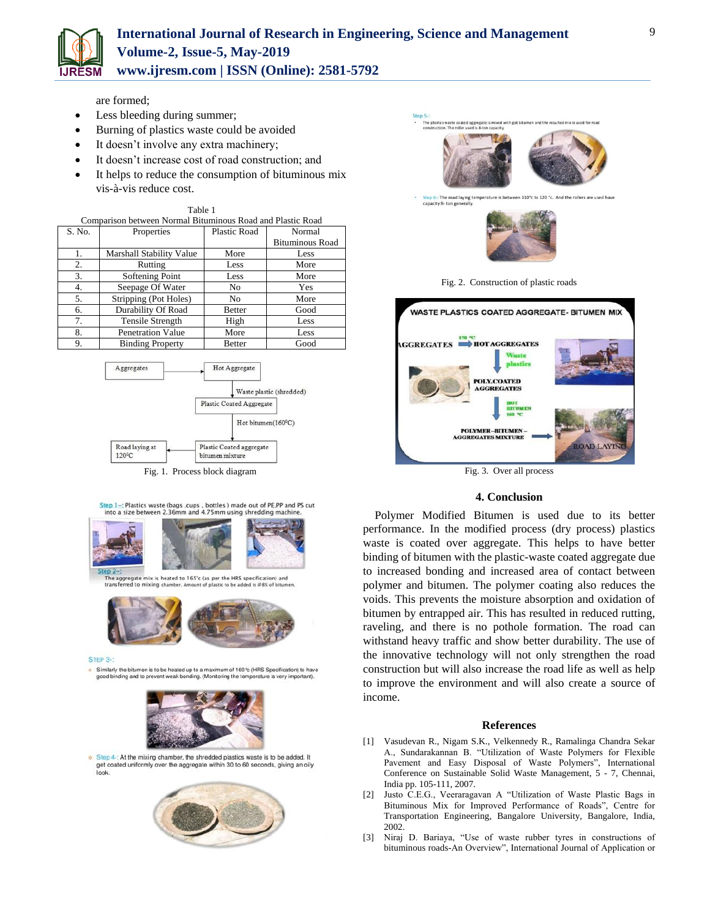are formed;

- Less bleeding during summer;
- Burning of plastics waste could be avoided
- It doesn't involve any extra machinery;
- It doesn't increase cost of road construction; and
- It helps to reduce the consumption of bituminous mix vis-à-vis reduce cost.

Table 1
Comparison between Normal Bituminous Road and Plastic Road

| S. No. | Properties | Plastic Road | Normal Bituminous Road |
|---|---|---|---|
| 1. | Marshall Stability Value | More | Less |
| 2. | Rutting | Less | More |
| 3. | Softening Point | Less | More |
| 4. | Seepage Of Water | No | Yes |
| 5. | Stripping (Pot Holes) | No | More |
| 6. | Durability Of Road | Better | Good |
| 7. | Tensile Strength | High | Less |
| 8. | Penetration Value | More | Less |
| 9. | Binding Property | Better | Good |

Fig. 1. Process block diagram

Fig. 2. Construction of plastic roads

Fig. 3. Over all process

## 4. Conclusion

Polymer Modified Bitumen is used due to its better performance. In the modified process (dry process) plastics waste is coated over aggregate. This helps to have better binding of bitumen with the plastic-waste coated aggregate due to increased bonding and increased area of contact between polymer and bitumen. The polymer coating also reduces the voids. This prevents the moisture absorption and oxidation of bitumen by entrapped air. This has resulted in reduced rutting, raveling, and there is no pothole formation. The road can withstand heavy traffic and show better durability. The use of the innovative technology will not only strengthen the road construction but will also increase the road life as well as help to improve the environment and will also create a source of income.

## References

[1] Vasudevan R., Nigam S.K., Velkennedy R., Ramalinga Chandra Sekar A., Sundarakannan B. "Utilization of Waste Polymers for Flexible Pavement and Easy Disposal of Waste Polymers", International Conference on Sustainable Solid Waste Management, 5 - 7, Chennai, India pp. 105-111, 2007.

[2] Justo C.E.G., Veeraragavan A "Utilization of Waste Plastic Bags in Bituminous Mix for Improved Performance of Roads", Centre for Transportation Engineering, Bangalore University, Bangalore, India, 2002.

[3] Niraj D. Bariaya, "Use of waste rubber tyres in constructions of bituminous roads-An Overview", International Journal of Application or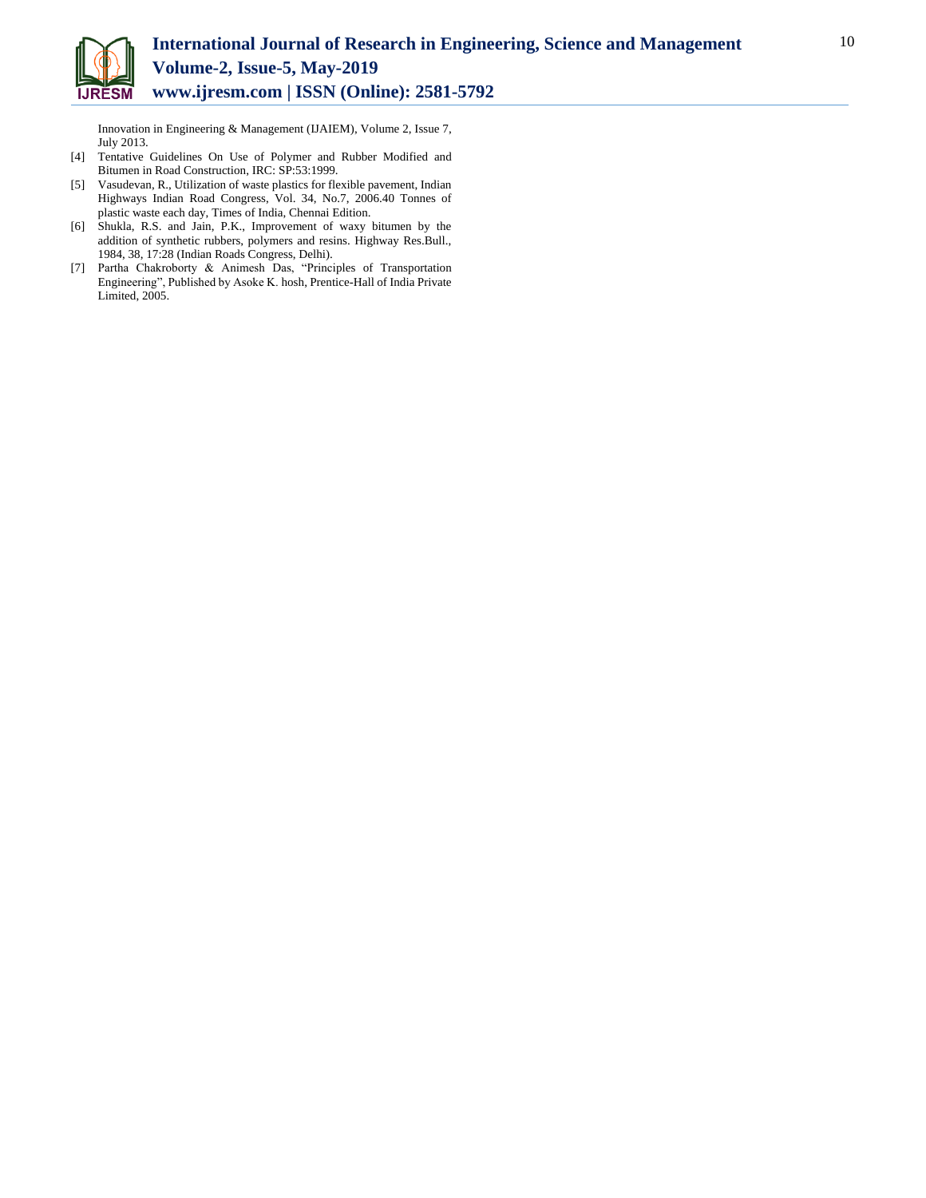Innovation in Engineering & Management (IJAIEM), Volume 2, Issue 7, July 2013.

[4] Tentative Guidelines On Use of Polymer and Rubber Modified and Bitumen in Road Construction, IRC: SP:53:1999.

[5] Vasudevan, R., Utilization of waste plastics for flexible pavement, Indian Highways Indian Road Congress, Vol. 34, No.7, 2006.40 Tonnes of plastic waste each day, Times of India, Chennai Edition.

[6] Shukla, R.S. and Jain, P.K., Improvement of waxy bitumen by the addition of synthetic rubbers, polymers and resins. Highway Res.Bull., 1984, 38, 17:28 (Indian Roads Congress, Delhi).

[7] Partha Chakroborty & Animesh Das, "Principles of Transportation Engineering", Published by Asoke K. hosh, Prentice-Hall of India Private Limited, 2005.